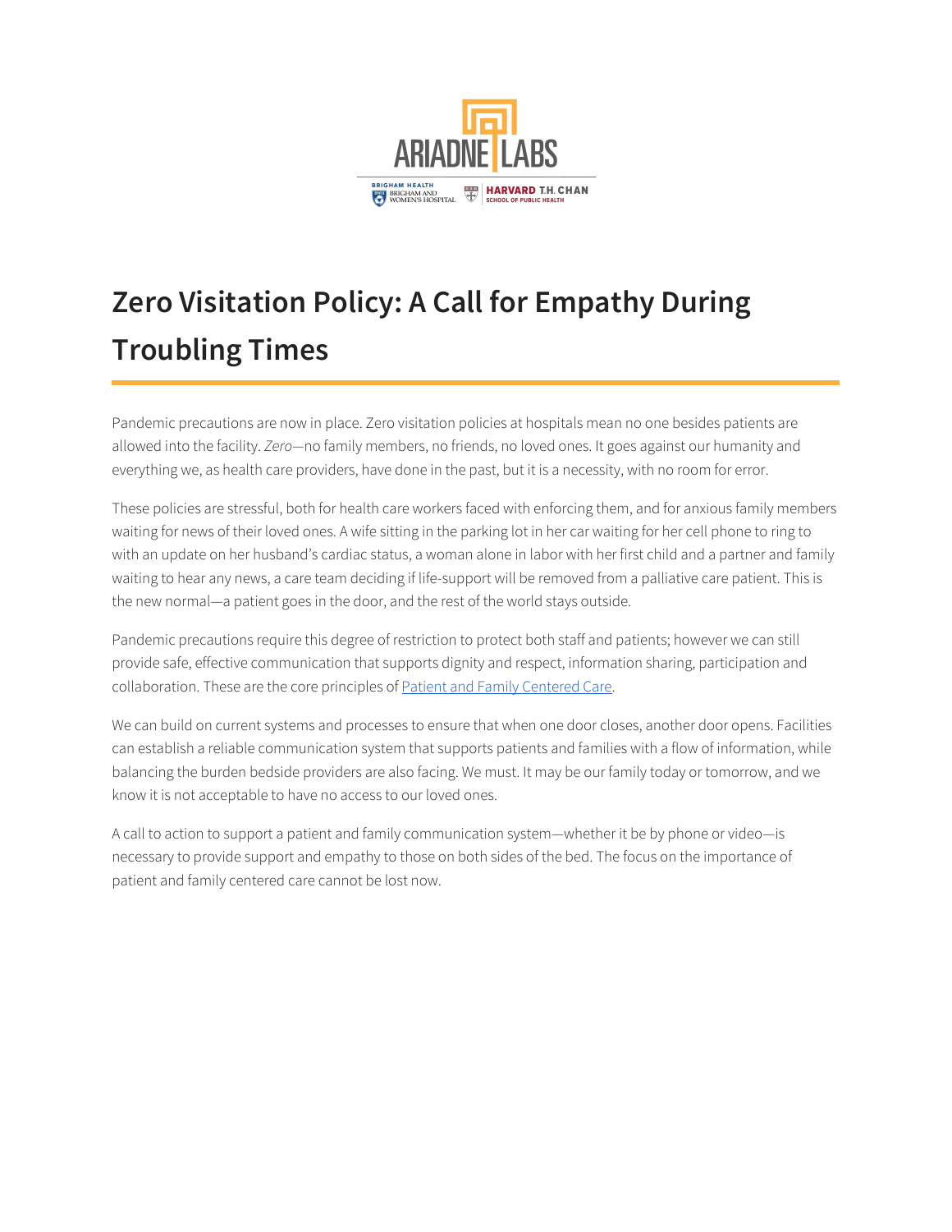# Zero Visitation Policy: A Call for Empathy During Troubling Times

Pandemic precautions are now in place. Zero visitation policies at hospitals mean no one besides patients are allowed into the facility. *Zero*—no family members, no friends, no loved ones. It goes against our humanity and everything we, as health care providers, have done in the past, but it is a necessity, with no room for error.

These policies are stressful, both for health care workers faced with enforcing them, and for anxious family members waiting for news of their loved ones. A wife sitting in the parking lot in her car waiting for her cell phone to ring to with an update on her husband's cardiac status, a woman alone in labor with her first child and a partner and family waiting to hear any news, a care team deciding if life-support will be removed from a palliative care patient. This is the new normal—a patient goes in the door, and the rest of the world stays outside.

Pandemic precautions require this degree of restriction to protect both staff and patients; however we can still provide safe, effective communication that supports dignity and respect, information sharing, participation and collaboration. These are the core principles of [Patient and Family Centered Care](#).

We can build on current systems and processes to ensure that when one door closes, another door opens. Facilities can establish a reliable communication system that supports patients and families with a flow of information, while balancing the burden bedside providers are also facing. We must. It may be our family today or tomorrow, and we know it is not acceptable to have no access to our loved ones.

A call to action to support a patient and family communication system—whether it be by phone or video—is necessary to provide support and empathy to those on both sides of the bed. The focus on the importance of patient and family centered care cannot be lost now.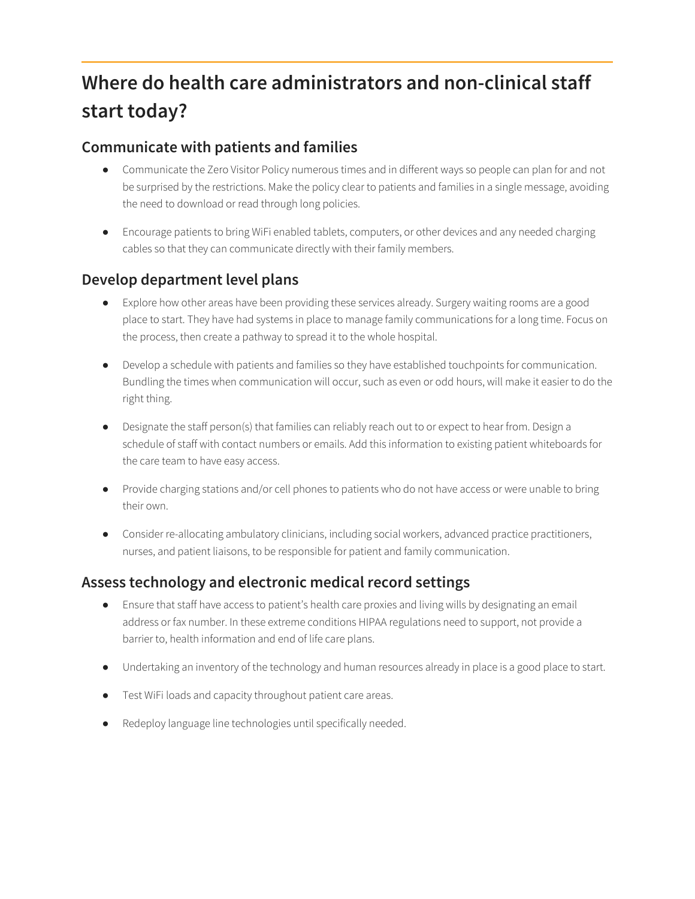# Where do health care administrators and non-clinical staff start today?

## Communicate with patients and families

- Communicate the Zero Visitor Policy numerous times and in different ways so people can plan for and not be surprised by the restrictions. Make the policy clear to patients and families in a single message, avoiding the need to download or read through long policies.
- Encourage patients to bring WiFi enabled tablets, computers, or other devices and any needed charging cables so that they can communicate directly with their family members.

## Develop department level plans

- Explore how other areas have been providing these services already. Surgery waiting rooms are a good place to start. They have had systems in place to manage family communications for a long time. Focus on the process, then create a pathway to spread it to the whole hospital.
- Develop a schedule with patients and families so they have established touchpoints for communication. Bundling the times when communication will occur, such as even or odd hours, will make it easier to do the right thing.
- Designate the staff person(s) that families can reliably reach out to or expect to hear from. Design a schedule of staff with contact numbers or emails. Add this information to existing patient whiteboards for the care team to have easy access.
- Provide charging stations and/or cell phones to patients who do not have access or were unable to bring their own.
- Consider re-allocating ambulatory clinicians, including social workers, advanced practice practitioners, nurses, and patient liaisons, to be responsible for patient and family communication.

## Assess technology and electronic medical record settings

- Ensure that staff have access to patient's health care proxies and living wills by designating an email address or fax number. In these extreme conditions HIPAA regulations need to support, not provide a barrier to, health information and end of life care plans.
- Undertaking an inventory of the technology and human resources already in place is a good place to start.
- Test WiFi loads and capacity throughout patient care areas.
- Redeploy language line technologies until specifically needed.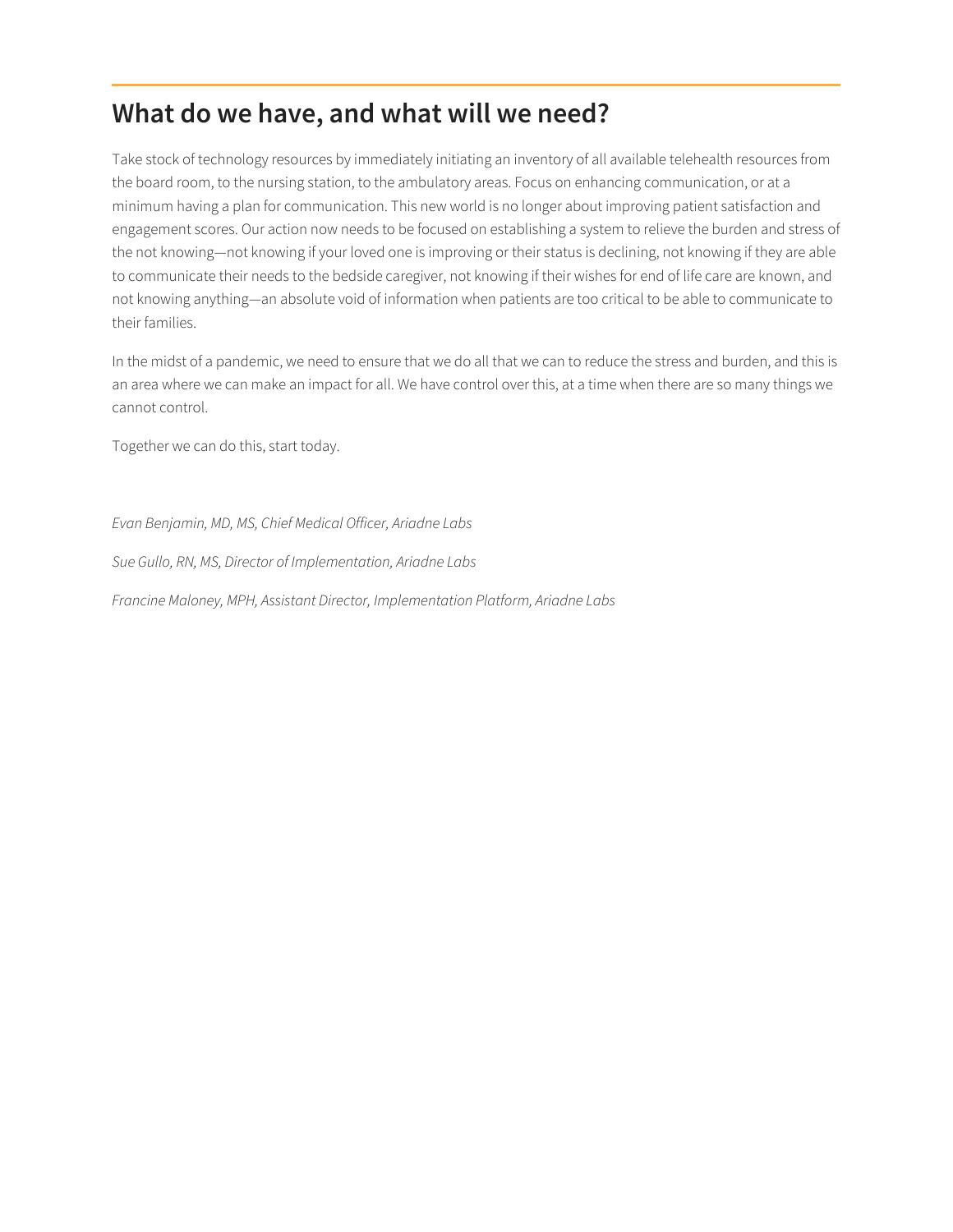## What do we have, and what will we need?

Take stock of technology resources by immediately initiating an inventory of all available telehealth resources from the board room, to the nursing station, to the ambulatory areas. Focus on enhancing communication, or at a minimum having a plan for communication. This new world is no longer about improving patient satisfaction and engagement scores. Our action now needs to be focused on establishing a system to relieve the burden and stress of the not knowing—not knowing if your loved one is improving or their status is declining, not knowing if they are able to communicate their needs to the bedside caregiver, not knowing if their wishes for end of life care are known, and not knowing anything—an absolute void of information when patients are too critical to be able to communicate to their families.

In the midst of a pandemic, we need to ensure that we do all that we can to reduce the stress and burden, and this is an area where we can make an impact for all. We have control over this, at a time when there are so many things we cannot control.

Together we can do this, start today.

*Evan Benjamin, MD, MS, Chief Medical Officer, Ariadne Labs*

*Sue Gullo, RN, MS, Director of Implementation, Ariadne Labs*

*Francine Maloney, MPH, Assistant Director, Implementation Platform, Ariadne Labs*